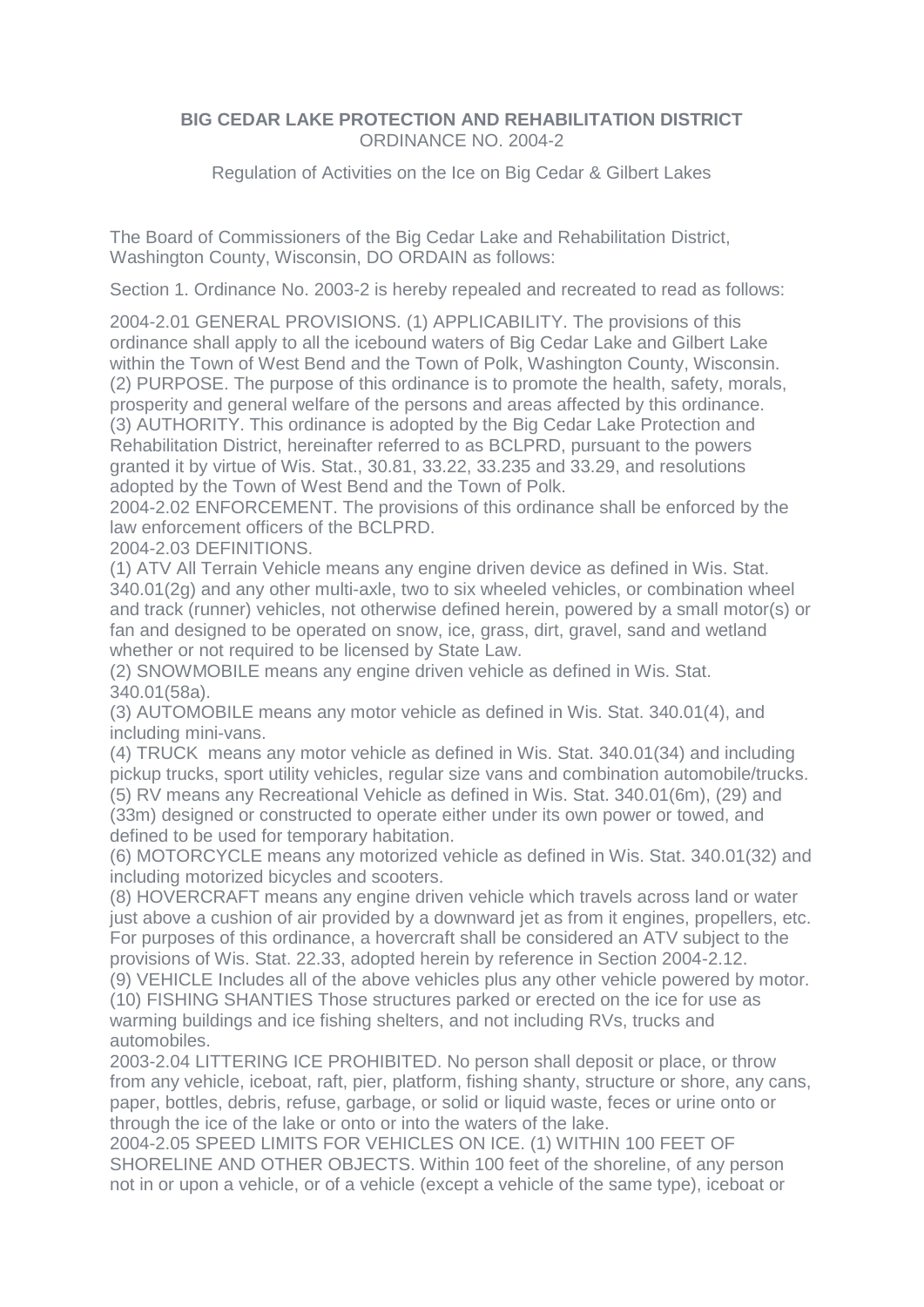**BIG CEDAR LAKE PROTECTION AND REHABILITATION DISTRICT**
ORDINANCE NO. 2004-2

Regulation of Activities on the Ice on Big Cedar & Gilbert Lakes

The Board of Commissioners of the Big Cedar Lake and Rehabilitation District, Washington County, Wisconsin, DO ORDAIN as follows:

Section 1. Ordinance No. 2003-2 is hereby repealed and recreated to read as follows:

2004-2.01 GENERAL PROVISIONS. (1) APPLICABILITY. The provisions of this ordinance shall apply to all the icebound waters of Big Cedar Lake and Gilbert Lake within the Town of West Bend and the Town of Polk, Washington County, Wisconsin.
(2) PURPOSE. The purpose of this ordinance is to promote the health, safety, morals, prosperity and general welfare of the persons and areas affected by this ordinance.
(3) AUTHORITY. This ordinance is adopted by the Big Cedar Lake Protection and Rehabilitation District, hereinafter referred to as BCLPRD, pursuant to the powers granted it by virtue of Wis. Stat., 30.81, 33.22, 33.235 and 33.29, and resolutions adopted by the Town of West Bend and the Town of Polk.
2004-2.02 ENFORCEMENT. The provisions of this ordinance shall be enforced by the law enforcement officers of the BCLPRD.
2004-2.03 DEFINITIONS.
(1) ATV All Terrain Vehicle means any engine driven device as defined in Wis. Stat. 340.01(2g) and any other multi-axle, two to six wheeled vehicles, or combination wheel and track (runner) vehicles, not otherwise defined herein, powered by a small motor(s) or fan and designed to be operated on snow, ice, grass, dirt, gravel, sand and wetland whether or not required to be licensed by State Law.
(2) SNOWMOBILE means any engine driven vehicle as defined in Wis. Stat. 340.01(58a).
(3) AUTOMOBILE means any motor vehicle as defined in Wis. Stat. 340.01(4), and including mini-vans.
(4) TRUCK means any motor vehicle as defined in Wis. Stat. 340.01(34) and including pickup trucks, sport utility vehicles, regular size vans and combination automobile/trucks.
(5) RV means any Recreational Vehicle as defined in Wis. Stat. 340.01(6m), (29) and (33m) designed or constructed to operate either under its own power or towed, and defined to be used for temporary habitation.
(6) MOTORCYCLE means any motorized vehicle as defined in Wis. Stat. 340.01(32) and including motorized bicycles and scooters.
(8) HOVERCRAFT means any engine driven vehicle which travels across land or water just above a cushion of air provided by a downward jet as from it engines, propellers, etc. For purposes of this ordinance, a hovercraft shall be considered an ATV subject to the provisions of Wis. Stat. 22.33, adopted herein by reference in Section 2004-2.12.
(9) VEHICLE Includes all of the above vehicles plus any other vehicle powered by motor.
(10) FISHING SHANTIES Those structures parked or erected on the ice for use as warming buildings and ice fishing shelters, and not including RVs, trucks and automobiles.
2003-2.04 LITTERING ICE PROHIBITED. No person shall deposit or place, or throw from any vehicle, iceboat, raft, pier, platform, fishing shanty, structure or shore, any cans, paper, bottles, debris, refuse, garbage, or solid or liquid waste, feces or urine onto or through the ice of the lake or onto or into the waters of the lake.
2004-2.05 SPEED LIMITS FOR VEHICLES ON ICE. (1) WITHIN 100 FEET OF SHORELINE AND OTHER OBJECTS. Within 100 feet of the shoreline, of any person not in or upon a vehicle, or of a vehicle (except a vehicle of the same type), iceboat or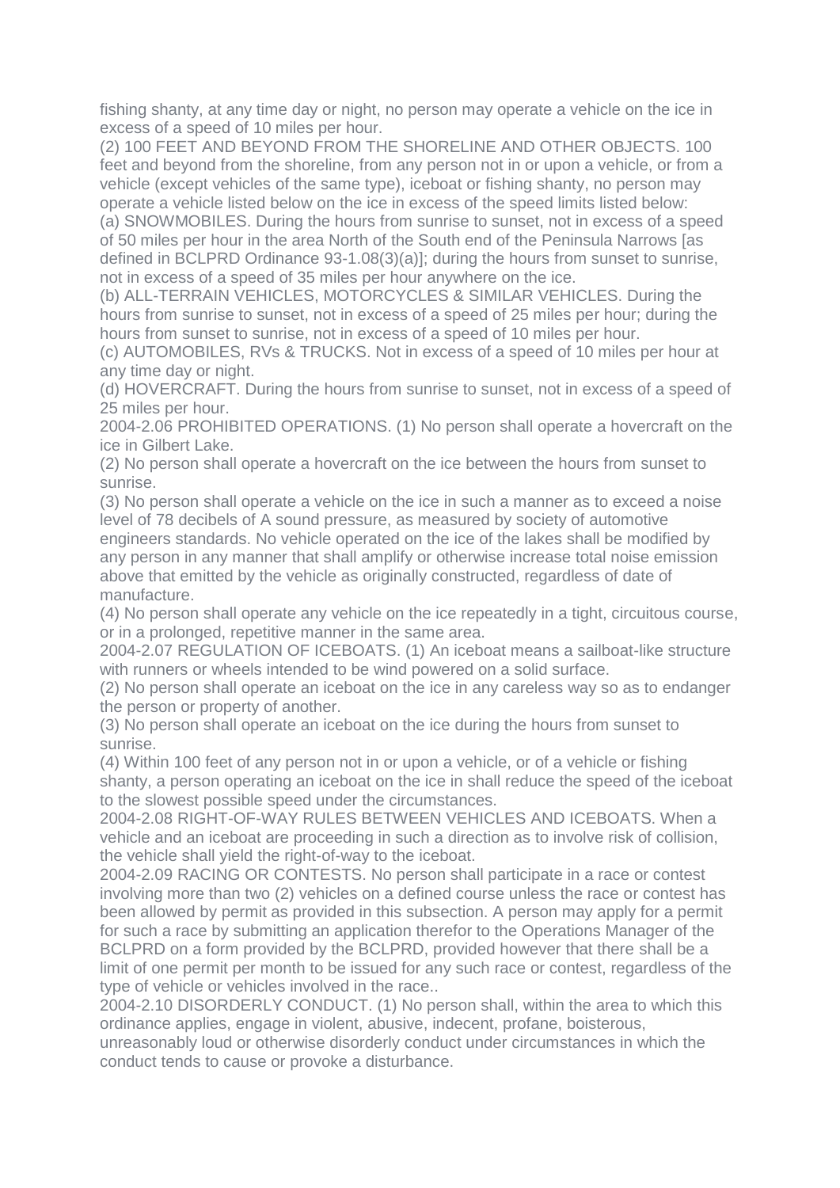fishing shanty, at any time day or night, no person may operate a vehicle on the ice in excess of a speed of 10 miles per hour.

(2) 100 FEET AND BEYOND FROM THE SHORELINE AND OTHER OBJECTS. 100 feet and beyond from the shoreline, from any person not in or upon a vehicle, or from a vehicle (except vehicles of the same type), iceboat or fishing shanty, no person may operate a vehicle listed below on the ice in excess of the speed limits listed below:

(a) SNOWMOBILES. During the hours from sunrise to sunset, not in excess of a speed of 50 miles per hour in the area North of the South end of the Peninsula Narrows [as defined in BCLPRD Ordinance 93-1.08(3)(a)]; during the hours from sunset to sunrise, not in excess of a speed of 35 miles per hour anywhere on the ice.

(b) ALL-TERRAIN VEHICLES, MOTORCYCLES & SIMILAR VEHICLES. During the hours from sunrise to sunset, not in excess of a speed of 25 miles per hour; during the hours from sunset to sunrise, not in excess of a speed of 10 miles per hour.

(c) AUTOMOBILES, RVs & TRUCKS. Not in excess of a speed of 10 miles per hour at any time day or night.

(d) HOVERCRAFT. During the hours from sunrise to sunset, not in excess of a speed of 25 miles per hour.

2004-2.06 PROHIBITED OPERATIONS. (1) No person shall operate a hovercraft on the ice in Gilbert Lake.

(2) No person shall operate a hovercraft on the ice between the hours from sunset to sunrise.

(3) No person shall operate a vehicle on the ice in such a manner as to exceed a noise level of 78 decibels of A sound pressure, as measured by society of automotive engineers standards. No vehicle operated on the ice of the lakes shall be modified by any person in any manner that shall amplify or otherwise increase total noise emission above that emitted by the vehicle as originally constructed, regardless of date of manufacture.

(4) No person shall operate any vehicle on the ice repeatedly in a tight, circuitous course, or in a prolonged, repetitive manner in the same area.

2004-2.07 REGULATION OF ICEBOATS. (1) An iceboat means a sailboat-like structure with runners or wheels intended to be wind powered on a solid surface.

(2) No person shall operate an iceboat on the ice in any careless way so as to endanger the person or property of another.

(3) No person shall operate an iceboat on the ice during the hours from sunset to sunrise.

(4) Within 100 feet of any person not in or upon a vehicle, or of a vehicle or fishing shanty, a person operating an iceboat on the ice in shall reduce the speed of the iceboat to the slowest possible speed under the circumstances.

2004-2.08 RIGHT-OF-WAY RULES BETWEEN VEHICLES AND ICEBOATS. When a vehicle and an iceboat are proceeding in such a direction as to involve risk of collision, the vehicle shall yield the right-of-way to the iceboat.

2004-2.09 RACING OR CONTESTS. No person shall participate in a race or contest involving more than two (2) vehicles on a defined course unless the race or contest has been allowed by permit as provided in this subsection. A person may apply for a permit for such a race by submitting an application therefor to the Operations Manager of the BCLPRD on a form provided by the BCLPRD, provided however that there shall be a limit of one permit per month to be issued for any such race or contest, regardless of the type of vehicle or vehicles involved in the race..

2004-2.10 DISORDERLY CONDUCT. (1) No person shall, within the area to which this ordinance applies, engage in violent, abusive, indecent, profane, boisterous, unreasonably loud or otherwise disorderly conduct under circumstances in which the conduct tends to cause or provoke a disturbance.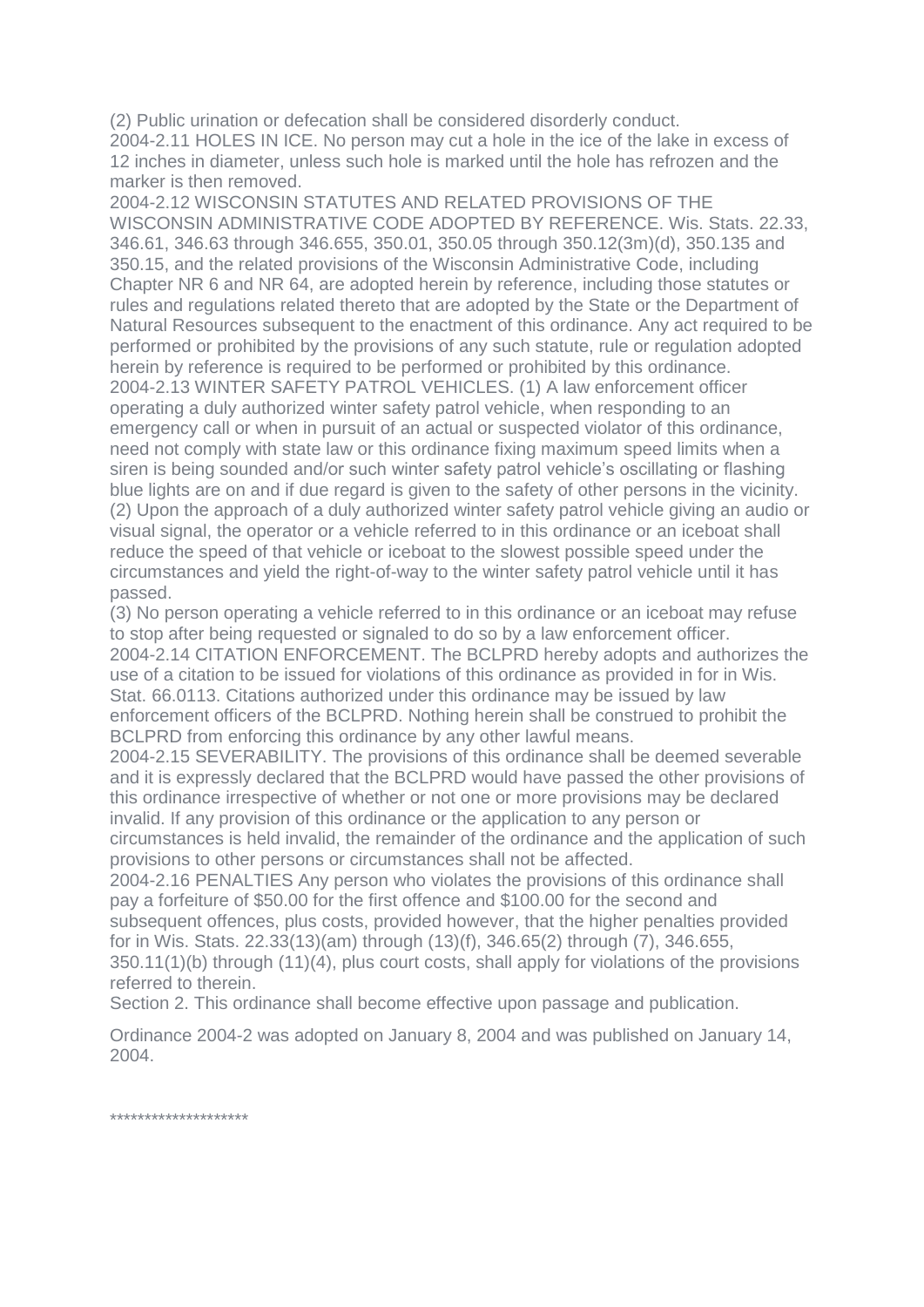(2) Public urination or defecation shall be considered disorderly conduct.

2004-2.11 HOLES IN ICE. No person may cut a hole in the ice of the lake in excess of 12 inches in diameter, unless such hole is marked until the hole has refrozen and the marker is then removed.

2004-2.12 WISCONSIN STATUTES AND RELATED PROVISIONS OF THE WISCONSIN ADMINISTRATIVE CODE ADOPTED BY REFERENCE. Wis. Stats. 22.33, 346.61, 346.63 through 346.655, 350.01, 350.05 through 350.12(3m)(d), 350.135 and 350.15, and the related provisions of the Wisconsin Administrative Code, including Chapter NR 6 and NR 64, are adopted herein by reference, including those statutes or rules and regulations related thereto that are adopted by the State or the Department of Natural Resources subsequent to the enactment of this ordinance. Any act required to be performed or prohibited by the provisions of any such statute, rule or regulation adopted herein by reference is required to be performed or prohibited by this ordinance.

2004-2.13 WINTER SAFETY PATROL VEHICLES. (1) A law enforcement officer operating a duly authorized winter safety patrol vehicle, when responding to an emergency call or when in pursuit of an actual or suspected violator of this ordinance, need not comply with state law or this ordinance fixing maximum speed limits when a siren is being sounded and/or such winter safety patrol vehicle's oscillating or flashing blue lights are on and if due regard is given to the safety of other persons in the vicinity.

(2) Upon the approach of a duly authorized winter safety patrol vehicle giving an audio or visual signal, the operator or a vehicle referred to in this ordinance or an iceboat shall reduce the speed of that vehicle or iceboat to the slowest possible speed under the circumstances and yield the right-of-way to the winter safety patrol vehicle until it has passed.

(3) No person operating a vehicle referred to in this ordinance or an iceboat may refuse to stop after being requested or signaled to do so by a law enforcement officer.

2004-2.14 CITATION ENFORCEMENT. The BCLPRD hereby adopts and authorizes the use of a citation to be issued for violations of this ordinance as provided in for in Wis. Stat. 66.0113. Citations authorized under this ordinance may be issued by law enforcement officers of the BCLPRD. Nothing herein shall be construed to prohibit the BCLPRD from enforcing this ordinance by any other lawful means.

2004-2.15 SEVERABILITY. The provisions of this ordinance shall be deemed severable and it is expressly declared that the BCLPRD would have passed the other provisions of this ordinance irrespective of whether or not one or more provisions may be declared invalid. If any provision of this ordinance or the application to any person or circumstances is held invalid, the remainder of the ordinance and the application of such provisions to other persons or circumstances shall not be affected.

2004-2.16 PENALTIES Any person who violates the provisions of this ordinance shall pay a forfeiture of $50.00 for the first offence and $100.00 for the second and subsequent offences, plus costs, provided however, that the higher penalties provided for in Wis. Stats. 22.33(13)(am) through (13)(f), 346.65(2) through (7), 346.655, 350.11(1)(b) through (11)(4), plus court costs, shall apply for violations of the provisions referred to therein.

Section 2. This ordinance shall become effective upon passage and publication.

Ordinance 2004-2 was adopted on January 8, 2004 and was published on January 14, 2004.

********************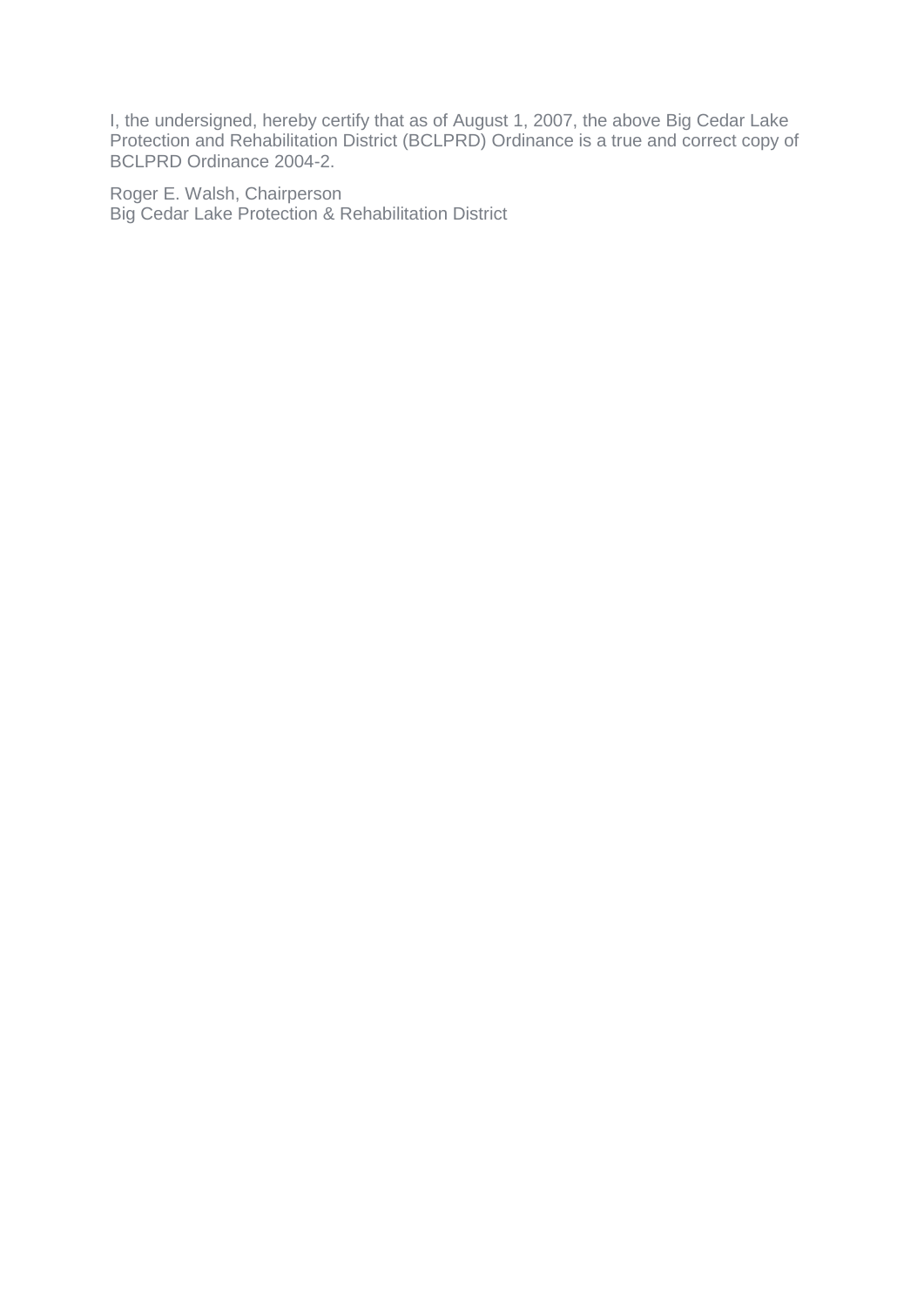I, the undersigned, hereby certify that as of August 1, 2007, the above Big Cedar Lake Protection and Rehabilitation District (BCLPRD) Ordinance is a true and correct copy of BCLPRD Ordinance 2004-2.

Roger E. Walsh, Chairperson
Big Cedar Lake Protection & Rehabilitation District